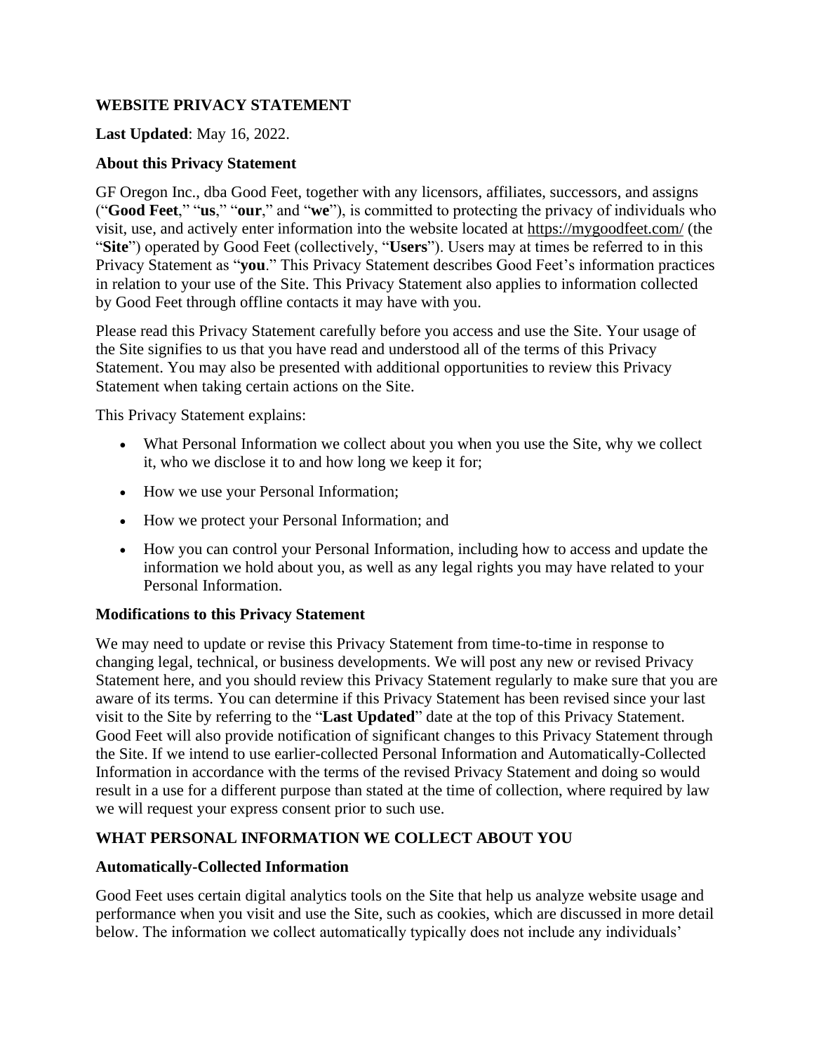# WEBSITE PRIVACY STATEMENT

**Last Updated**: May 16, 2022.

## About this Privacy Statement

GF Oregon Inc., dba Good Feet, together with any licensors, affiliates, successors, and assigns ("**Good Feet**," "**us**," "**our**," and "**we**"), is committed to protecting the privacy of individuals who visit, use, and actively enter information into the website located at https://mygoodfeet.com/ (the "**Site**") operated by Good Feet (collectively, "**Users**"). Users may at times be referred to in this Privacy Statement as "**you**." This Privacy Statement describes Good Feet's information practices in relation to your use of the Site. This Privacy Statement also applies to information collected by Good Feet through offline contacts it may have with you.

Please read this Privacy Statement carefully before you access and use the Site. Your usage of the Site signifies to us that you have read and understood all of the terms of this Privacy Statement. You may also be presented with additional opportunities to review this Privacy Statement when taking certain actions on the Site.

This Privacy Statement explains:

- What Personal Information we collect about you when you use the Site, why we collect it, who we disclose it to and how long we keep it for;
- How we use your Personal Information;
- How we protect your Personal Information; and
- How you can control your Personal Information, including how to access and update the information we hold about you, as well as any legal rights you may have related to your Personal Information.

## Modifications to this Privacy Statement

We may need to update or revise this Privacy Statement from time-to-time in response to changing legal, technical, or business developments. We will post any new or revised Privacy Statement here, and you should review this Privacy Statement regularly to make sure that you are aware of its terms. You can determine if this Privacy Statement has been revised since your last visit to the Site by referring to the "**Last Updated**" date at the top of this Privacy Statement. Good Feet will also provide notification of significant changes to this Privacy Statement through the Site. If we intend to use earlier-collected Personal Information and Automatically-Collected Information in accordance with the terms of the revised Privacy Statement and doing so would result in a use for a different purpose than stated at the time of collection, where required by law we will request your express consent prior to such use.

## WHAT PERSONAL INFORMATION WE COLLECT ABOUT YOU

### Automatically-Collected Information

Good Feet uses certain digital analytics tools on the Site that help us analyze website usage and performance when you visit and use the Site, such as cookies, which are discussed in more detail below. The information we collect automatically typically does not include any individuals'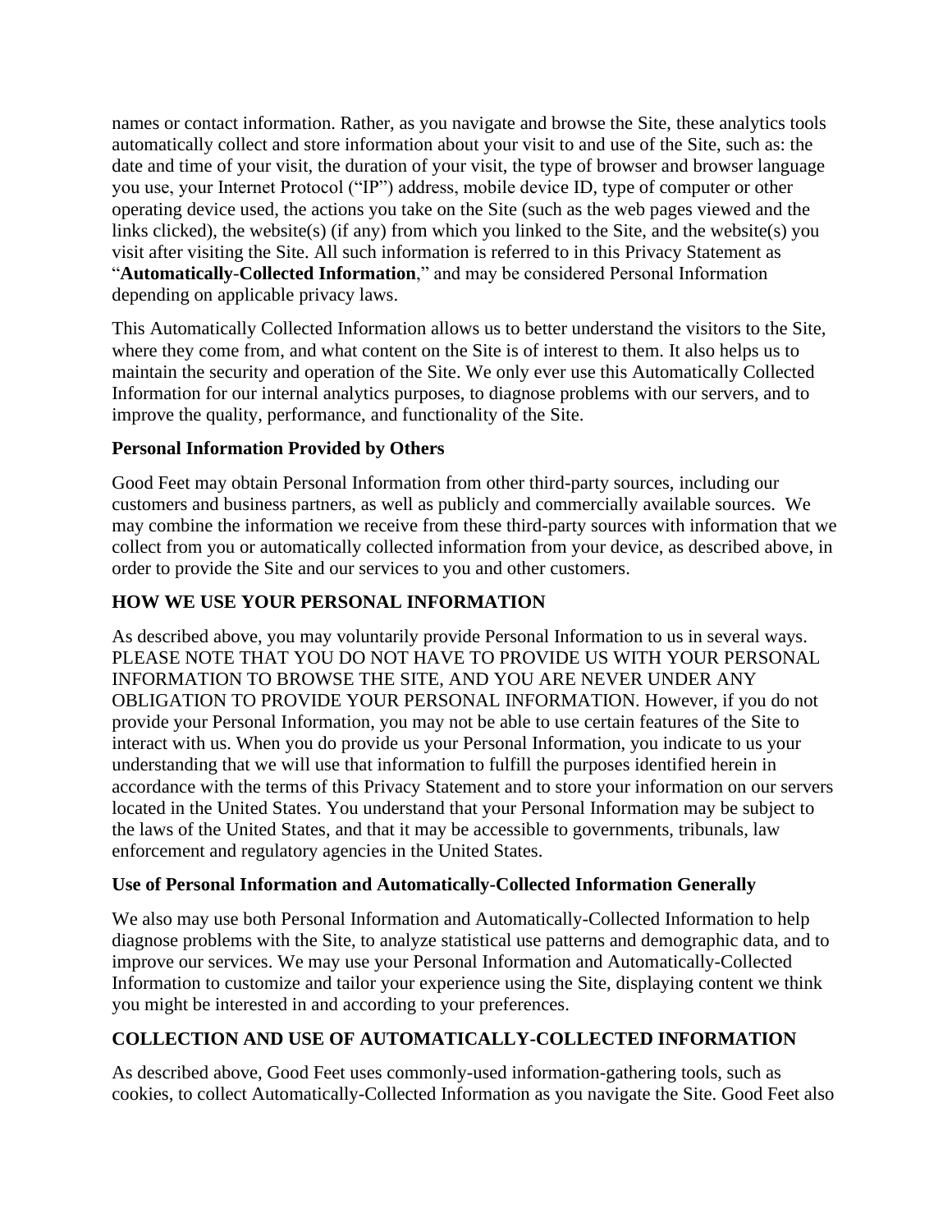names or contact information. Rather, as you navigate and browse the Site, these analytics tools automatically collect and store information about your visit to and use of the Site, such as: the date and time of your visit, the duration of your visit, the type of browser and browser language you use, your Internet Protocol ("IP") address, mobile device ID, type of computer or other operating device used, the actions you take on the Site (such as the web pages viewed and the links clicked), the website(s) (if any) from which you linked to the Site, and the website(s) you visit after visiting the Site. All such information is referred to in this Privacy Statement as "**Automatically-Collected Information**," and may be considered Personal Information depending on applicable privacy laws.

This Automatically Collected Information allows us to better understand the visitors to the Site, where they come from, and what content on the Site is of interest to them. It also helps us to maintain the security and operation of the Site. We only ever use this Automatically Collected Information for our internal analytics purposes, to diagnose problems with our servers, and to improve the quality, performance, and functionality of the Site.

**Personal Information Provided by Others**

Good Feet may obtain Personal Information from other third-party sources, including our customers and business partners, as well as publicly and commercially available sources. We may combine the information we receive from these third-party sources with information that we collect from you or automatically collected information from your device, as described above, in order to provide the Site and our services to you and other customers.

## HOW WE USE YOUR PERSONAL INFORMATION

As described above, you may voluntarily provide Personal Information to us in several ways. PLEASE NOTE THAT YOU DO NOT HAVE TO PROVIDE US WITH YOUR PERSONAL INFORMATION TO BROWSE THE SITE, AND YOU ARE NEVER UNDER ANY OBLIGATION TO PROVIDE YOUR PERSONAL INFORMATION. However, if you do not provide your Personal Information, you may not be able to use certain features of the Site to interact with us. When you do provide us your Personal Information, you indicate to us your understanding that we will use that information to fulfill the purposes identified herein in accordance with the terms of this Privacy Statement and to store your information on our servers located in the United States. You understand that your Personal Information may be subject to the laws of the United States, and that it may be accessible to governments, tribunals, law enforcement and regulatory agencies in the United States.

**Use of Personal Information and Automatically-Collected Information Generally**

We also may use both Personal Information and Automatically-Collected Information to help diagnose problems with the Site, to analyze statistical use patterns and demographic data, and to improve our services. We may use your Personal Information and Automatically-Collected Information to customize and tailor your experience using the Site, displaying content we think you might be interested in and according to your preferences.

## COLLECTION AND USE OF AUTOMATICALLY-COLLECTED INFORMATION

As described above, Good Feet uses commonly-used information-gathering tools, such as cookies, to collect Automatically-Collected Information as you navigate the Site. Good Feet also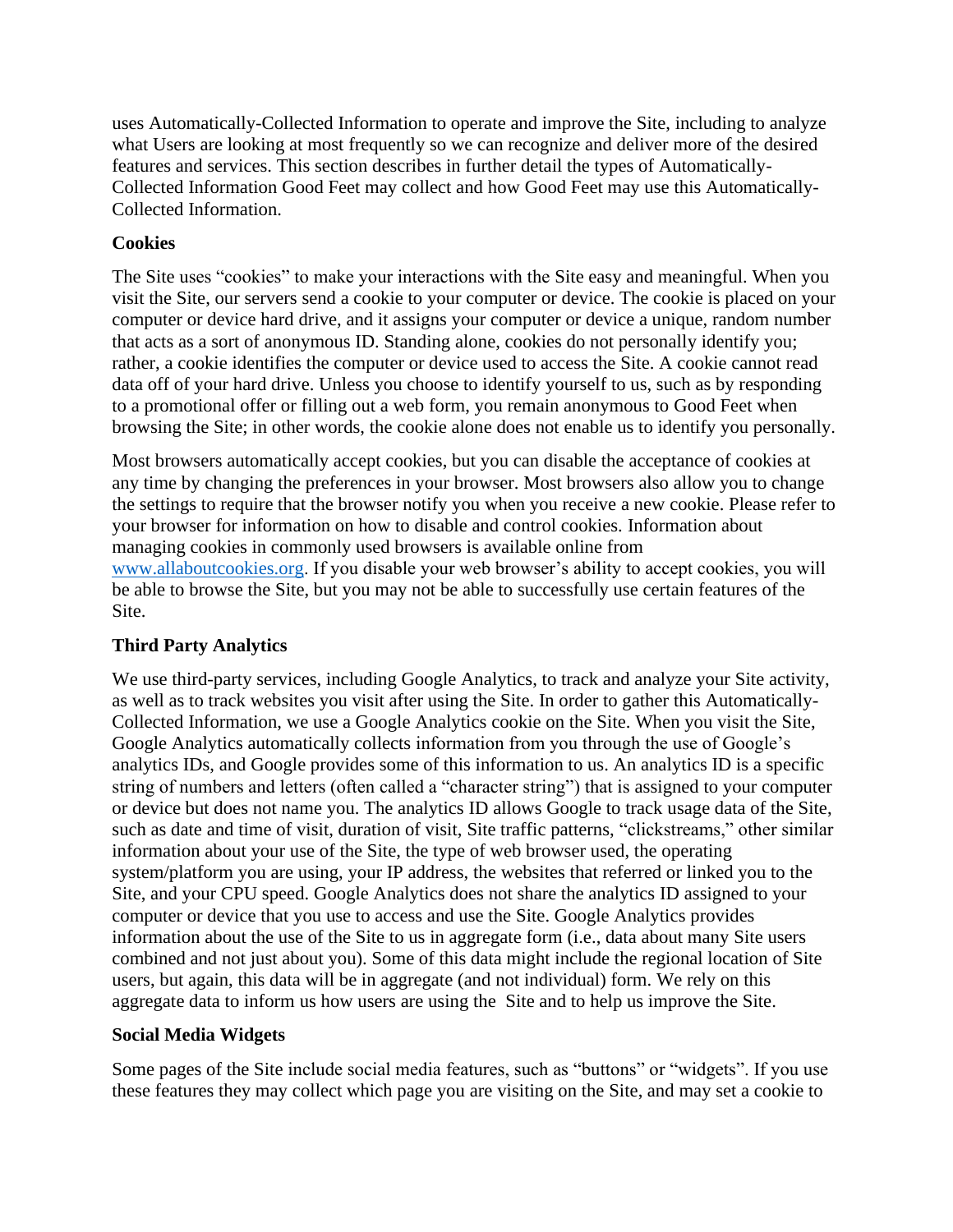uses Automatically-Collected Information to operate and improve the Site, including to analyze what Users are looking at most frequently so we can recognize and deliver more of the desired features and services. This section describes in further detail the types of Automatically-Collected Information Good Feet may collect and how Good Feet may use this Automatically-Collected Information.

**Cookies**

The Site uses "cookies" to make your interactions with the Site easy and meaningful. When you visit the Site, our servers send a cookie to your computer or device. The cookie is placed on your computer or device hard drive, and it assigns your computer or device a unique, random number that acts as a sort of anonymous ID. Standing alone, cookies do not personally identify you; rather, a cookie identifies the computer or device used to access the Site. A cookie cannot read data off of your hard drive. Unless you choose to identify yourself to us, such as by responding to a promotional offer or filling out a web form, you remain anonymous to Good Feet when browsing the Site; in other words, the cookie alone does not enable us to identify you personally.

Most browsers automatically accept cookies, but you can disable the acceptance of cookies at any time by changing the preferences in your browser. Most browsers also allow you to change the settings to require that the browser notify you when you receive a new cookie. Please refer to your browser for information on how to disable and control cookies. Information about managing cookies in commonly used browsers is available online from [www.allaboutcookies.org](http://www.allaboutcookies.org). If you disable your web browser's ability to accept cookies, you will be able to browse the Site, but you may not be able to successfully use certain features of the Site.

**Third Party Analytics**

We use third-party services, including Google Analytics, to track and analyze your Site activity, as well as to track websites you visit after using the Site. In order to gather this Automatically-Collected Information, we use a Google Analytics cookie on the Site. When you visit the Site, Google Analytics automatically collects information from you through the use of Google's analytics IDs, and Google provides some of this information to us. An analytics ID is a specific string of numbers and letters (often called a "character string") that is assigned to your computer or device but does not name you. The analytics ID allows Google to track usage data of the Site, such as date and time of visit, duration of visit, Site traffic patterns, "clickstreams," other similar information about your use of the Site, the type of web browser used, the operating system/platform you are using, your IP address, the websites that referred or linked you to the Site, and your CPU speed. Google Analytics does not share the analytics ID assigned to your computer or device that you use to access and use the Site. Google Analytics provides information about the use of the Site to us in aggregate form (i.e., data about many Site users combined and not just about you). Some of this data might include the regional location of Site users, but again, this data will be in aggregate (and not individual) form. We rely on this aggregate data to inform us how users are using the Site and to help us improve the Site.

**Social Media Widgets**

Some pages of the Site include social media features, such as "buttons" or "widgets". If you use these features they may collect which page you are visiting on the Site, and may set a cookie to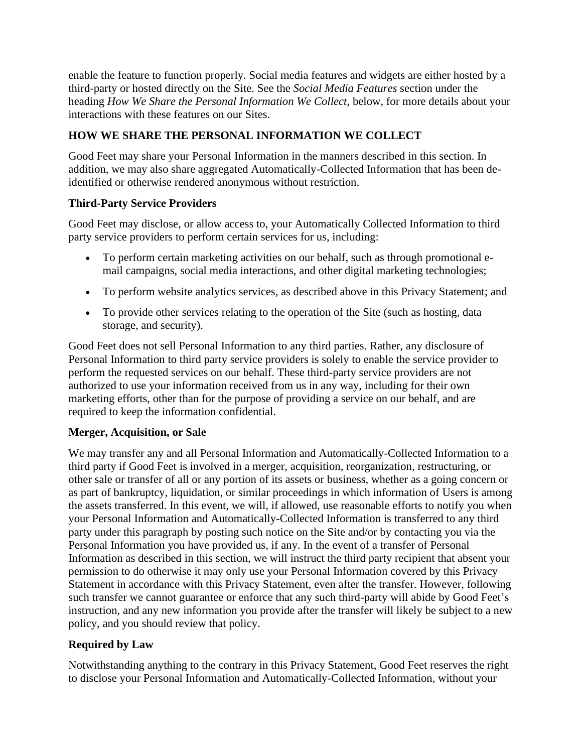enable the feature to function properly. Social media features and widgets are either hosted by a third-party or hosted directly on the Site. See the *Social Media Features* section under the heading *How We Share the Personal Information We Collect*, below, for more details about your interactions with these features on our Sites.

## HOW WE SHARE THE PERSONAL INFORMATION WE COLLECT

Good Feet may share your Personal Information in the manners described in this section. In addition, we may also share aggregated Automatically-Collected Information that has been de-identified or otherwise rendered anonymous without restriction.

### Third-Party Service Providers

Good Feet may disclose, or allow access to, your Automatically Collected Information to third party service providers to perform certain services for us, including:

- To perform certain marketing activities on our behalf, such as through promotional e-mail campaigns, social media interactions, and other digital marketing technologies;
- To perform website analytics services, as described above in this Privacy Statement; and
- To provide other services relating to the operation of the Site (such as hosting, data storage, and security).

Good Feet does not sell Personal Information to any third parties. Rather, any disclosure of Personal Information to third party service providers is solely to enable the service provider to perform the requested services on our behalf. These third-party service providers are not authorized to use your information received from us in any way, including for their own marketing efforts, other than for the purpose of providing a service on our behalf, and are required to keep the information confidential.

### Merger, Acquisition, or Sale

We may transfer any and all Personal Information and Automatically-Collected Information to a third party if Good Feet is involved in a merger, acquisition, reorganization, restructuring, or other sale or transfer of all or any portion of its assets or business, whether as a going concern or as part of bankruptcy, liquidation, or similar proceedings in which information of Users is among the assets transferred. In this event, we will, if allowed, use reasonable efforts to notify you when your Personal Information and Automatically-Collected Information is transferred to any third party under this paragraph by posting such notice on the Site and/or by contacting you via the Personal Information you have provided us, if any. In the event of a transfer of Personal Information as described in this section, we will instruct the third party recipient that absent your permission to do otherwise it may only use your Personal Information covered by this Privacy Statement in accordance with this Privacy Statement, even after the transfer. However, following such transfer we cannot guarantee or enforce that any such third-party will abide by Good Feet's instruction, and any new information you provide after the transfer will likely be subject to a new policy, and you should review that policy.

### Required by Law

Notwithstanding anything to the contrary in this Privacy Statement, Good Feet reserves the right to disclose your Personal Information and Automatically-Collected Information, without your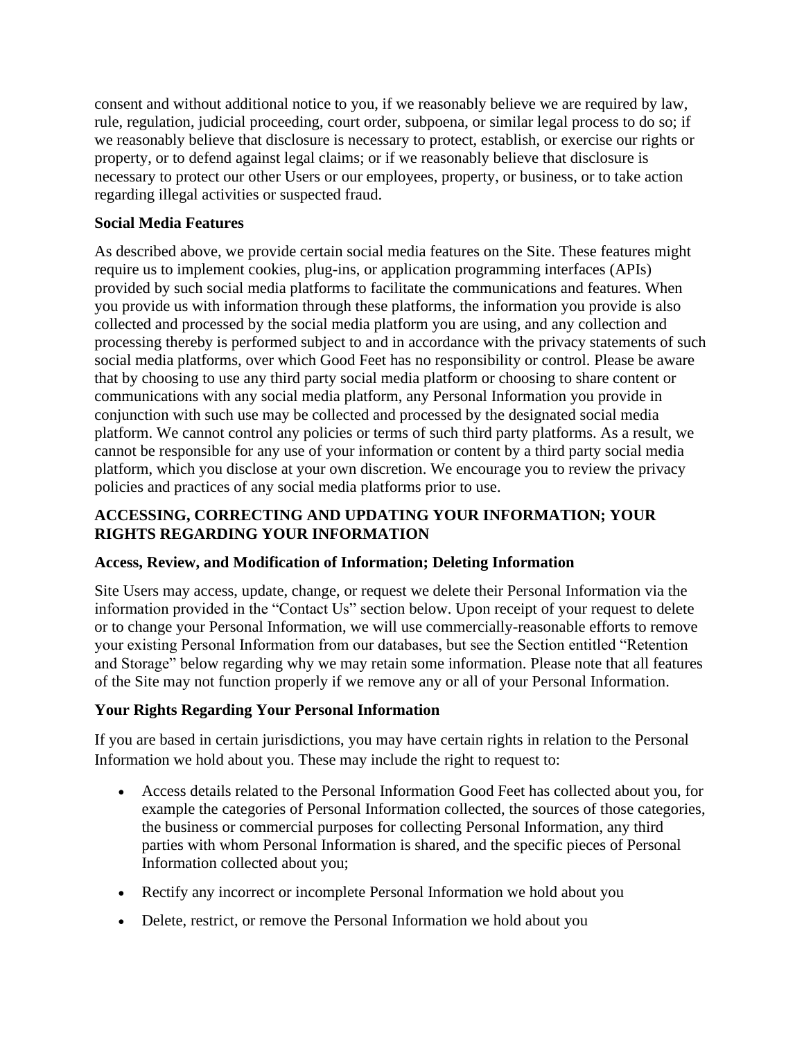consent and without additional notice to you, if we reasonably believe we are required by law, rule, regulation, judicial proceeding, court order, subpoena, or similar legal process to do so; if we reasonably believe that disclosure is necessary to protect, establish, or exercise our rights or property, or to defend against legal claims; or if we reasonably believe that disclosure is necessary to protect our other Users or our employees, property, or business, or to take action regarding illegal activities or suspected fraud.

### Social Media Features

As described above, we provide certain social media features on the Site. These features might require us to implement cookies, plug-ins, or application programming interfaces (APIs) provided by such social media platforms to facilitate the communications and features. When you provide us with information through these platforms, the information you provide is also collected and processed by the social media platform you are using, and any collection and processing thereby is performed subject to and in accordance with the privacy statements of such social media platforms, over which Good Feet has no responsibility or control. Please be aware that by choosing to use any third party social media platform or choosing to share content or communications with any social media platform, any Personal Information you provide in conjunction with such use may be collected and processed by the designated social media platform. We cannot control any policies or terms of such third party platforms. As a result, we cannot be responsible for any use of your information or content by a third party social media platform, which you disclose at your own discretion. We encourage you to review the privacy policies and practices of any social media platforms prior to use.

## ACCESSING, CORRECTING AND UPDATING YOUR INFORMATION; YOUR RIGHTS REGARDING YOUR INFORMATION

### Access, Review, and Modification of Information; Deleting Information

Site Users may access, update, change, or request we delete their Personal Information via the information provided in the "Contact Us" section below. Upon receipt of your request to delete or to change your Personal Information, we will use commercially-reasonable efforts to remove your existing Personal Information from our databases, but see the Section entitled "Retention and Storage" below regarding why we may retain some information. Please note that all features of the Site may not function properly if we remove any or all of your Personal Information.

### Your Rights Regarding Your Personal Information

If you are based in certain jurisdictions, you may have certain rights in relation to the Personal Information we hold about you. These may include the right to request to:

- Access details related to the Personal Information Good Feet has collected about you, for example the categories of Personal Information collected, the sources of those categories, the business or commercial purposes for collecting Personal Information, any third parties with whom Personal Information is shared, and the specific pieces of Personal Information collected about you;
- Rectify any incorrect or incomplete Personal Information we hold about you
- Delete, restrict, or remove the Personal Information we hold about you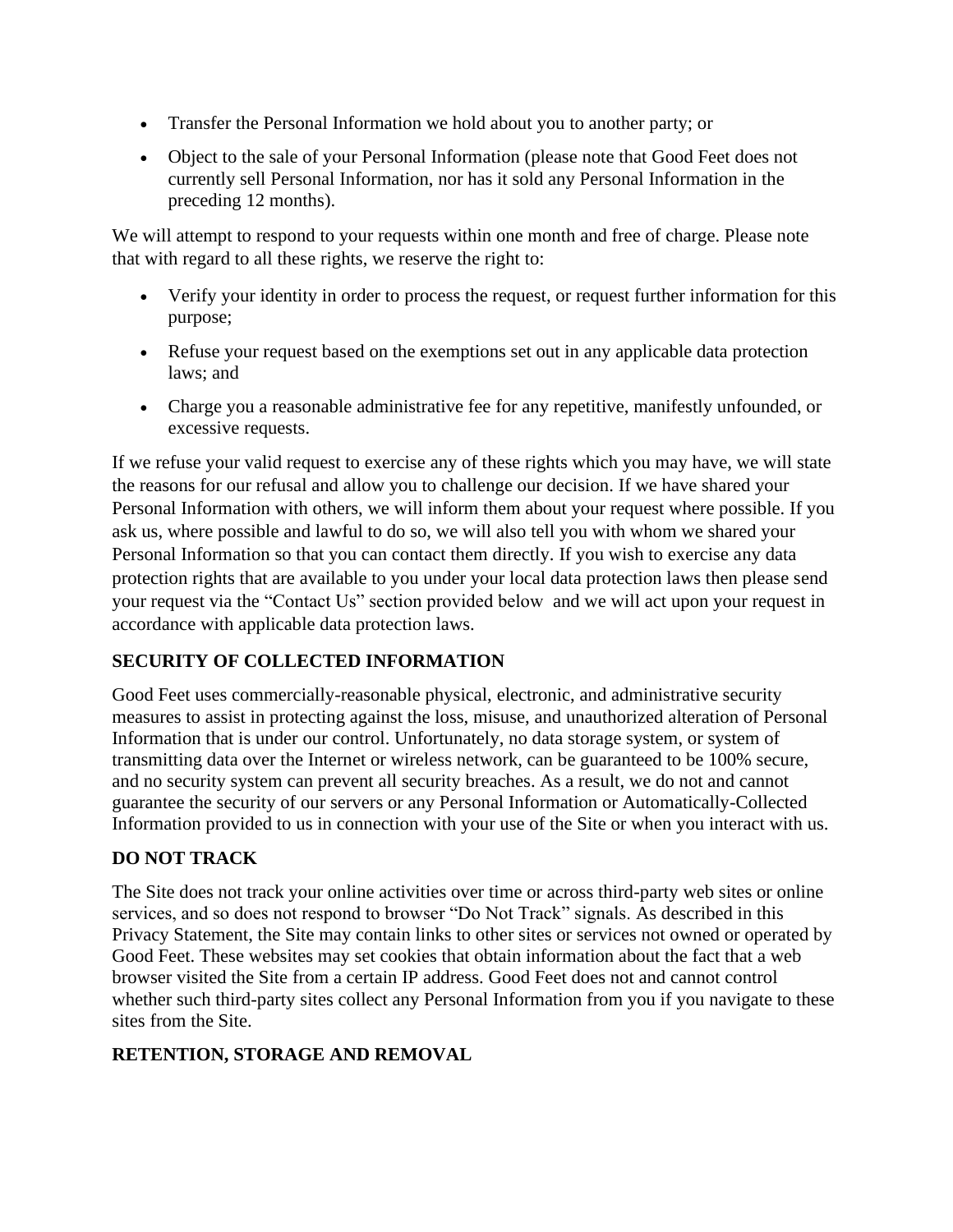- Transfer the Personal Information we hold about you to another party; or
- Object to the sale of your Personal Information (please note that Good Feet does not currently sell Personal Information, nor has it sold any Personal Information in the preceding 12 months).

We will attempt to respond to your requests within one month and free of charge. Please note that with regard to all these rights, we reserve the right to:

- Verify your identity in order to process the request, or request further information for this purpose;
- Refuse your request based on the exemptions set out in any applicable data protection laws; and
- Charge you a reasonable administrative fee for any repetitive, manifestly unfounded, or excessive requests.

If we refuse your valid request to exercise any of these rights which you may have, we will state the reasons for our refusal and allow you to challenge our decision. If we have shared your Personal Information with others, we will inform them about your request where possible. If you ask us, where possible and lawful to do so, we will also tell you with whom we shared your Personal Information so that you can contact them directly. If you wish to exercise any data protection rights that are available to you under your local data protection laws then please send your request via the "Contact Us" section provided below and we will act upon your request in accordance with applicable data protection laws.

## SECURITY OF COLLECTED INFORMATION

Good Feet uses commercially-reasonable physical, electronic, and administrative security measures to assist in protecting against the loss, misuse, and unauthorized alteration of Personal Information that is under our control. Unfortunately, no data storage system, or system of transmitting data over the Internet or wireless network, can be guaranteed to be 100% secure, and no security system can prevent all security breaches. As a result, we do not and cannot guarantee the security of our servers or any Personal Information or Automatically-Collected Information provided to us in connection with your use of the Site or when you interact with us.

## DO NOT TRACK

The Site does not track your online activities over time or across third-party web sites or online services, and so does not respond to browser "Do Not Track" signals. As described in this Privacy Statement, the Site may contain links to other sites or services not owned or operated by Good Feet. These websites may set cookies that obtain information about the fact that a web browser visited the Site from a certain IP address. Good Feet does not and cannot control whether such third-party sites collect any Personal Information from you if you navigate to these sites from the Site.

## RETENTION, STORAGE AND REMOVAL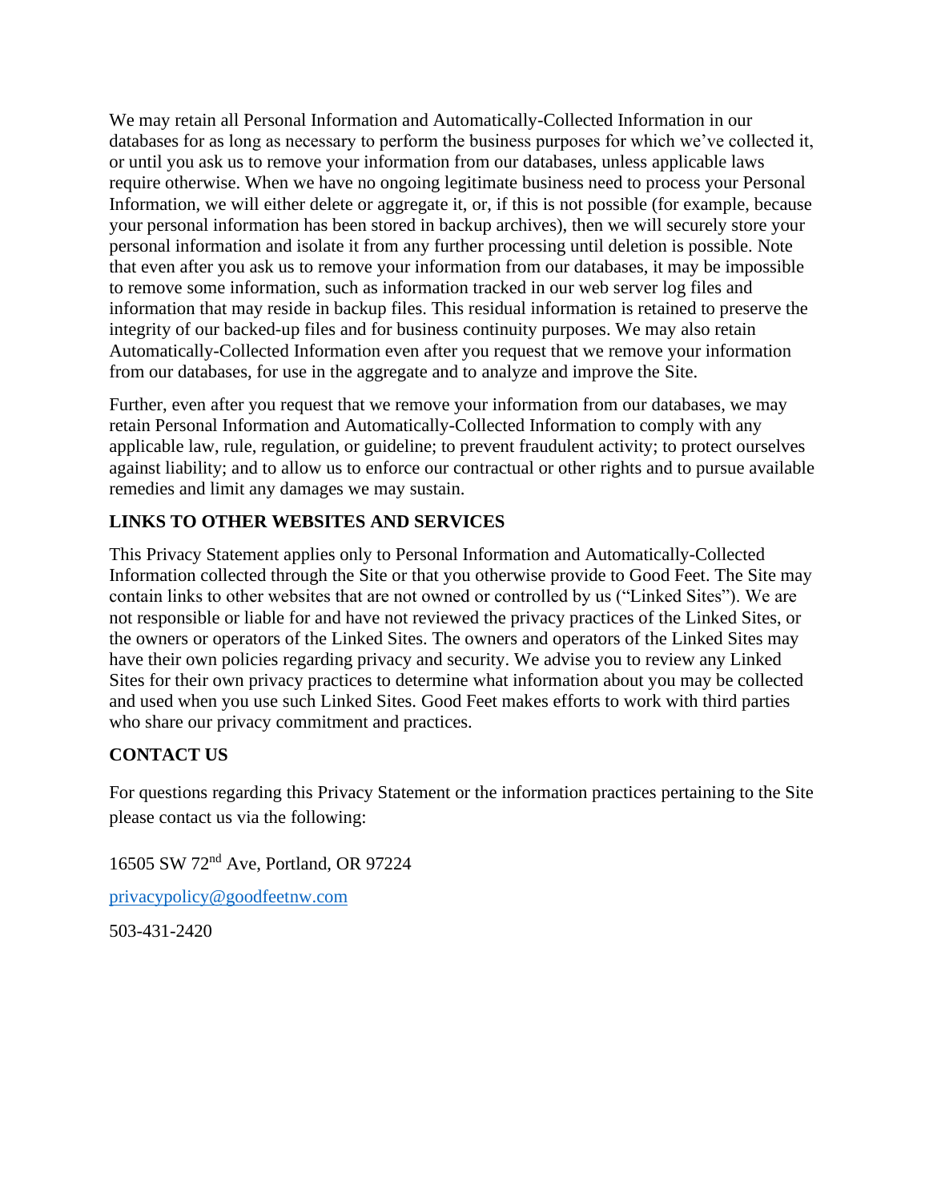We may retain all Personal Information and Automatically-Collected Information in our databases for as long as necessary to perform the business purposes for which we've collected it, or until you ask us to remove your information from our databases, unless applicable laws require otherwise. When we have no ongoing legitimate business need to process your Personal Information, we will either delete or aggregate it, or, if this is not possible (for example, because your personal information has been stored in backup archives), then we will securely store your personal information and isolate it from any further processing until deletion is possible. Note that even after you ask us to remove your information from our databases, it may be impossible to remove some information, such as information tracked in our web server log files and information that may reside in backup files. This residual information is retained to preserve the integrity of our backed-up files and for business continuity purposes. We may also retain Automatically-Collected Information even after you request that we remove your information from our databases, for use in the aggregate and to analyze and improve the Site.

Further, even after you request that we remove your information from our databases, we may retain Personal Information and Automatically-Collected Information to comply with any applicable law, rule, regulation, or guideline; to prevent fraudulent activity; to protect ourselves against liability; and to allow us to enforce our contractual or other rights and to pursue available remedies and limit any damages we may sustain.

**LINKS TO OTHER WEBSITES AND SERVICES**

This Privacy Statement applies only to Personal Information and Automatically-Collected Information collected through the Site or that you otherwise provide to Good Feet. The Site may contain links to other websites that are not owned or controlled by us ("Linked Sites"). We are not responsible or liable for and have not reviewed the privacy practices of the Linked Sites, or the owners or operators of the Linked Sites. The owners and operators of the Linked Sites may have their own policies regarding privacy and security. We advise you to review any Linked Sites for their own privacy practices to determine what information about you may be collected and used when you use such Linked Sites. Good Feet makes efforts to work with third parties who share our privacy commitment and practices.

**CONTACT US**

For questions regarding this Privacy Statement or the information practices pertaining to the Site please contact us via the following:

16505 SW 72nd Ave, Portland, OR 97224

privacypolicy@goodfeetnw.com

503-431-2420